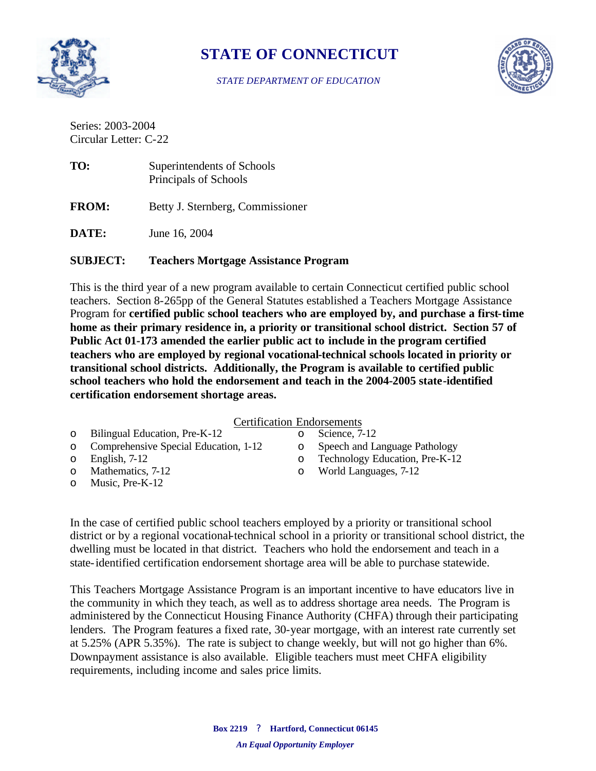# STATE OF CONNECTICUT

*STATE DEPARTMENT OF EDUCATION*

Series: 2003-2004
Circular Letter: C-22

**TO:** Superintendents of Schools
Principals of Schools

**FROM:** Betty J. Sternberg, Commissioner

**DATE:** June 16, 2004

**SUBJECT: Teachers Mortgage Assistance Program**

This is the third year of a new program available to certain Connecticut certified public school teachers. Section 8-265pp of the General Statutes established a Teachers Mortgage Assistance Program for **certified public school teachers who are employed by, and purchase a first-time home as their primary residence in, a priority or transitional school district. Section 57 of Public Act 01-173 amended the earlier public act to include in the program certified teachers who are employed by regional vocational-technical schools located in priority or transitional school districts. Additionally, the Program is available to certified public school teachers who hold the endorsement and teach in the 2004-2005 state-identified certification endorsement shortage areas.**

<u>Certification Endorsements</u>

- Bilingual Education, Pre-K-12
- Comprehensive Special Education, 1-12
- English, 7-12
- Mathematics, 7-12
- Music, Pre-K-12
- Science, 7-12
- Speech and Language Pathology
- Technology Education, Pre-K-12
- World Languages, 7-12

In the case of certified public school teachers employed by a priority or transitional school district or by a regional vocational-technical school in a priority or transitional school district, the dwelling must be located in that district. Teachers who hold the endorsement and teach in a state-identified certification endorsement shortage area will be able to purchase statewide.

This Teachers Mortgage Assistance Program is an important incentive to have educators live in the community in which they teach, as well as to address shortage area needs. The Program is administered by the Connecticut Housing Finance Authority (CHFA) through their participating lenders. The Program features a fixed rate, 30-year mortgage, with an interest rate currently set at 5.25% (APR 5.35%). The rate is subject to change weekly, but will not go higher than 6%. Downpayment assistance is also available. Eligible teachers must meet CHFA eligibility requirements, including income and sales price limits.

**Box 2219 ? Hartford, Connecticut 06145**

***An Equal Opportunity Employer***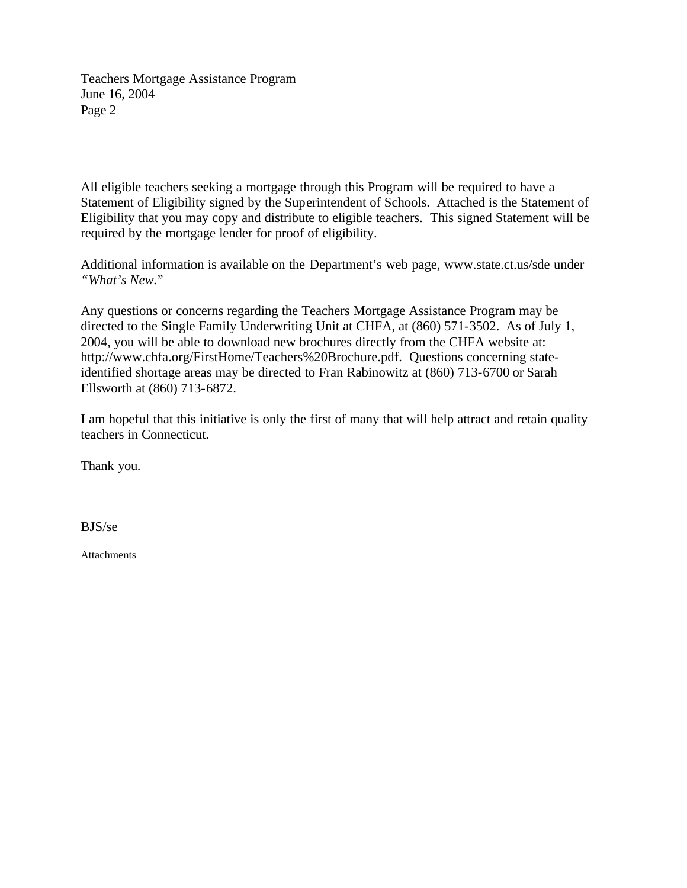All eligible teachers seeking a mortgage through this Program will be required to have a Statement of Eligibility signed by the Superintendent of Schools. Attached is the Statement of Eligibility that you may copy and distribute to eligible teachers. This signed Statement will be required by the mortgage lender for proof of eligibility.

Additional information is available on the Department's web page, www.state.ct.us/sde under *"What's New.*"

Any questions or concerns regarding the Teachers Mortgage Assistance Program may be directed to the Single Family Underwriting Unit at CHFA, at (860) 571-3502. As of July 1, 2004, you will be able to download new brochures directly from the CHFA website at: http://www.chfa.org/FirstHome/Teachers%20Brochure.pdf. Questions concerning state-identified shortage areas may be directed to Fran Rabinowitz at (860) 713-6700 or Sarah Ellsworth at (860) 713-6872.

I am hopeful that this initiative is only the first of many that will help attract and retain quality teachers in Connecticut.

Thank you.

BJS/se

Attachments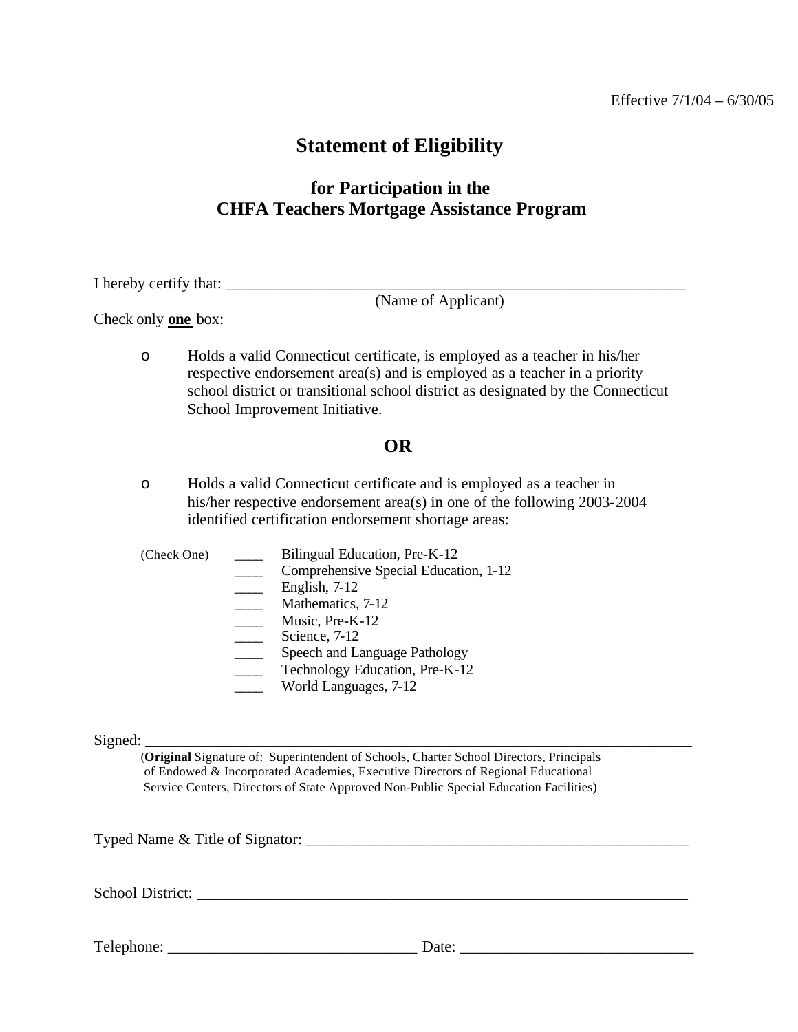Effective 7/1/04 – 6/30/05

# Statement of Eligibility

## for Participation in the CHFA Teachers Mortgage Assistance Program

I hereby certify that: ______________________________________________________________
(Name of Applicant)

Check only **one** box:

- o Holds a valid Connecticut certificate, is employed as a teacher in his/her respective endorsement area(s) and is employed as a teacher in a priority school district or transitional school district as designated by the Connecticut School Improvement Initiative.

**OR**

- o Holds a valid Connecticut certificate and is employed as a teacher in his/her respective endorsement area(s) in one of the following 2003-2004 identified certification endorsement shortage areas:

(Check One)
____ Bilingual Education, Pre-K-12
____ Comprehensive Special Education, 1-12
____ English, 7-12
____ Mathematics, 7-12
____ Music, Pre-K-12
____ Science, 7-12
____ Speech and Language Pathology
____ Technology Education, Pre-K-12
____ World Languages, 7-12

Signed: ___________________________________________________________________________
(**Original** Signature of: Superintendent of Schools, Charter School Directors, Principals of Endowed & Incorporated Academies, Executive Directors of Regional Educational Service Centers, Directors of State Approved Non-Public Special Education Facilities)

Typed Name & Title of Signator: ____________________________________________________

School District: __________________________________________________________________

Telephone: _______________________________ Date: _____________________________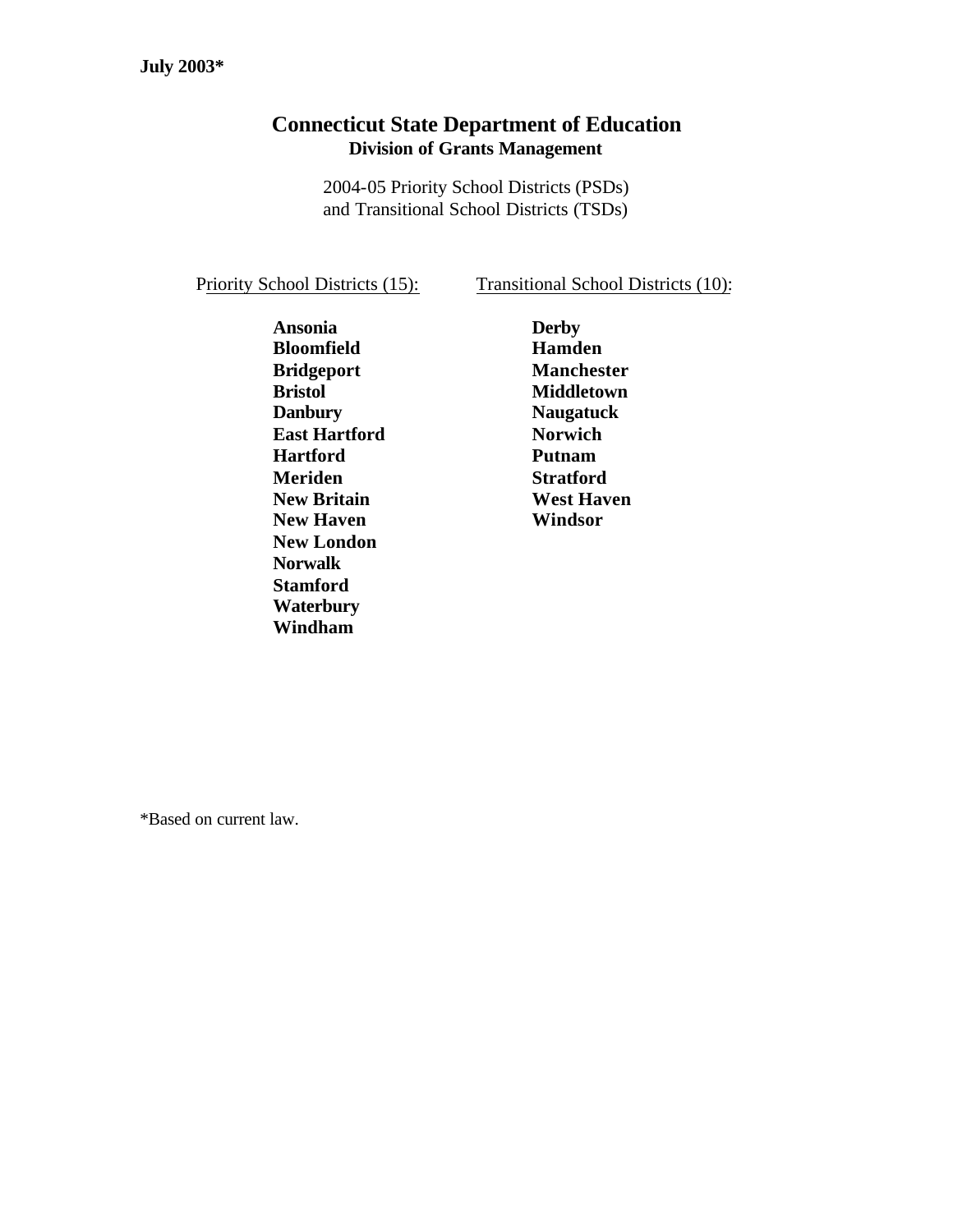**July 2003***

# Connecticut State Department of Education

## Division of Grants Management

2004-05 Priority School Districts (PSDs)
and Transitional School Districts (TSDs)

| Priority School Districts (15): | Transitional School Districts (10): |
|---|---|
| **Ansonia** | **Derby** |
| **Bloomfield** | **Hamden** |
| **Bridgeport** | **Manchester** |
| **Bristol** | **Middletown** |
| **Danbury** | **Naugatuck** |
| **East Hartford** | **Norwich** |
| **Hartford** | **Putnam** |
| **Meriden** | **Stratford** |
| **New Britain** | **West Haven** |
| **New Haven** | **Windsor** |
| **New London** | |
| **Norwalk** | |
| **Stamford** | |
| **Waterbury** | |
| **Windham** | |

*Based on current law.